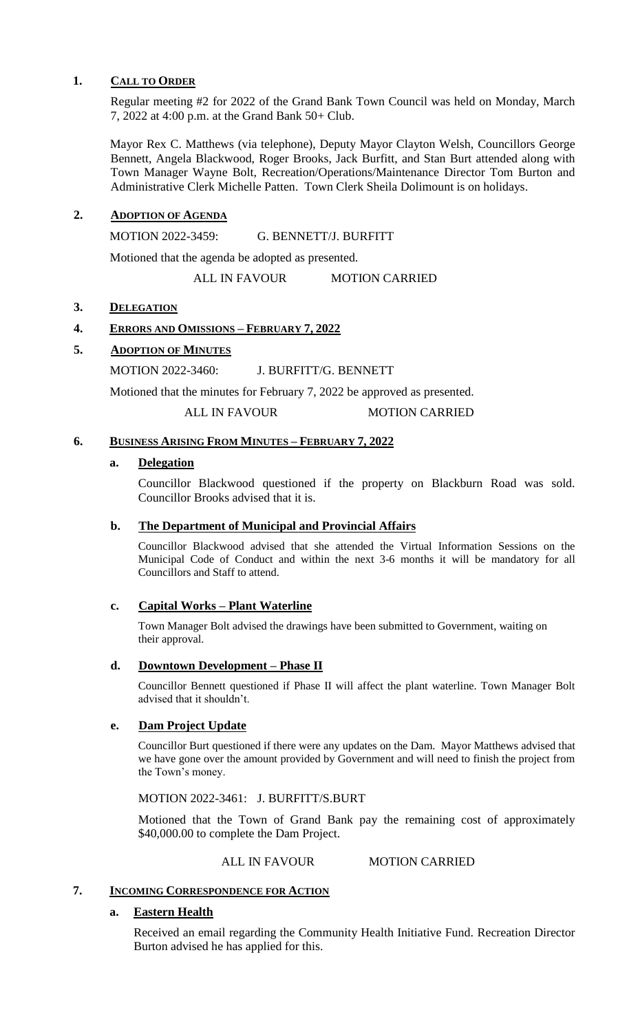## 1. CALL TO ORDER

Regular meeting #2 for 2022 of the Grand Bank Town Council was held on Monday, March 7, 2022 at 4:00 p.m. at the Grand Bank 50+ Club.

Mayor Rex C. Matthews (via telephone), Deputy Mayor Clayton Welsh, Councillors George Bennett, Angela Blackwood, Roger Brooks, Jack Burfitt, and Stan Burt attended along with Town Manager Wayne Bolt, Recreation/Operations/Maintenance Director Tom Burton and Administrative Clerk Michelle Patten. Town Clerk Sheila Dolimount is on holidays.

## 2. ADOPTION OF AGENDA

MOTION 2022-3459: G. BENNETT/J. BURFITT

Motioned that the agenda be adopted as presented.

ALL IN FAVOUR MOTION CARRIED

## 3. DELEGATION

## 4. ERRORS AND OMISSIONS – FEBRUARY 7, 2022

## 5. ADOPTION OF MINUTES

MOTION 2022-3460: J. BURFITT/G. BENNETT

Motioned that the minutes for February 7, 2022 be approved as presented.

ALL IN FAVOUR MOTION CARRIED

## 6. BUSINESS ARISING FROM MINUTES – FEBRUARY 7, 2022

### a. Delegation

Councillor Blackwood questioned if the property on Blackburn Road was sold. Councillor Brooks advised that it is.

### b. The Department of Municipal and Provincial Affairs

Councillor Blackwood advised that she attended the Virtual Information Sessions on the Municipal Code of Conduct and within the next 3-6 months it will be mandatory for all Councillors and Staff to attend.

### c. Capital Works – Plant Waterline

Town Manager Bolt advised the drawings have been submitted to Government, waiting on their approval.

### d. Downtown Development – Phase II

Councillor Bennett questioned if Phase II will affect the plant waterline. Town Manager Bolt advised that it shouldn't.

### e. Dam Project Update

Councillor Burt questioned if there were any updates on the Dam. Mayor Matthews advised that we have gone over the amount provided by Government and will need to finish the project from the Town's money.

MOTION 2022-3461: J. BURFITT/S.BURT

Motioned that the Town of Grand Bank pay the remaining cost of approximately $40,000.00 to complete the Dam Project.

ALL IN FAVOUR MOTION CARRIED

## 7. INCOMING CORRESPONDENCE FOR ACTION

### a. Eastern Health

Received an email regarding the Community Health Initiative Fund. Recreation Director Burton advised he has applied for this.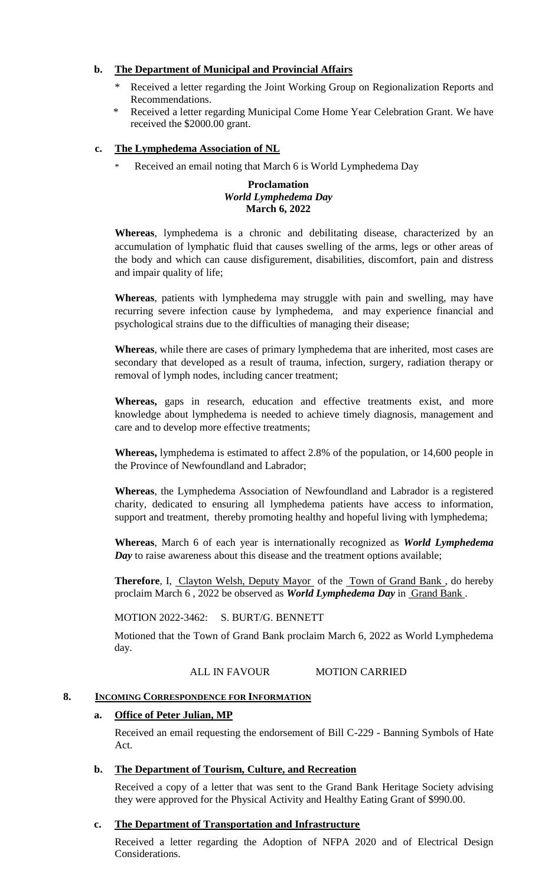**b. The Department of Municipal and Provincial Affairs**

* Received a letter regarding the Joint Working Group on Regionalization Reports and Recommendations.
* Received a letter regarding Municipal Come Home Year Celebration Grant. We have received the $2000.00 grant.

**c. The Lymphedema Association of NL**

* Received an email noting that March 6 is World Lymphedema Day

**Proclamation**
***World Lymphedema Day***
**March 6, 2022**

**Whereas**, lymphedema is a chronic and debilitating disease, characterized by an accumulation of lymphatic fluid that causes swelling of the arms, legs or other areas of the body and which can cause disfigurement, disabilities, discomfort, pain and distress and impair quality of life;

**Whereas**, patients with lymphedema may struggle with pain and swelling, may have recurring severe infection cause by lymphedema, and may experience financial and psychological strains due to the difficulties of managing their disease;

**Whereas**, while there are cases of primary lymphedema that are inherited, most cases are secondary that developed as a result of trauma, infection, surgery, radiation therapy or removal of lymph nodes, including cancer treatment;

**Whereas,** gaps in research, education and effective treatments exist, and more knowledge about lymphedema is needed to achieve timely diagnosis, management and care and to develop more effective treatments;

**Whereas,** lymphedema is estimated to affect 2.8% of the population, or 14,600 people in the Province of Newfoundland and Labrador;

**Whereas**, the Lymphedema Association of Newfoundland and Labrador is a registered charity, dedicated to ensuring all lymphedema patients have access to information, support and treatment, thereby promoting healthy and hopeful living with lymphedema;

**Whereas**, March 6 of each year is internationally recognized as ***World Lymphedema Day*** to raise awareness about this disease and the treatment options available;

**Therefore**, I, Clayton Welsh, Deputy Mayor of the Town of Grand Bank, do hereby proclaim March 6 , 2022 be observed as ***World Lymphedema Day*** in Grand Bank.

MOTION 2022-3462: S. BURT/G. BENNETT

Motioned that the Town of Grand Bank proclaim March 6, 2022 as World Lymphedema day.

ALL IN FAVOUR MOTION CARRIED

## 8. INCOMING CORRESPONDENCE FOR INFORMATION

**a. Office of Peter Julian, MP**

Received an email requesting the endorsement of Bill C-229 - Banning Symbols of Hate Act.

**b. The Department of Tourism, Culture, and Recreation**

Received a copy of a letter that was sent to the Grand Bank Heritage Society advising they were approved for the Physical Activity and Healthy Eating Grant of $990.00.

**c. The Department of Transportation and Infrastructure**

Received a letter regarding the Adoption of NFPA 2020 and of Electrical Design Considerations.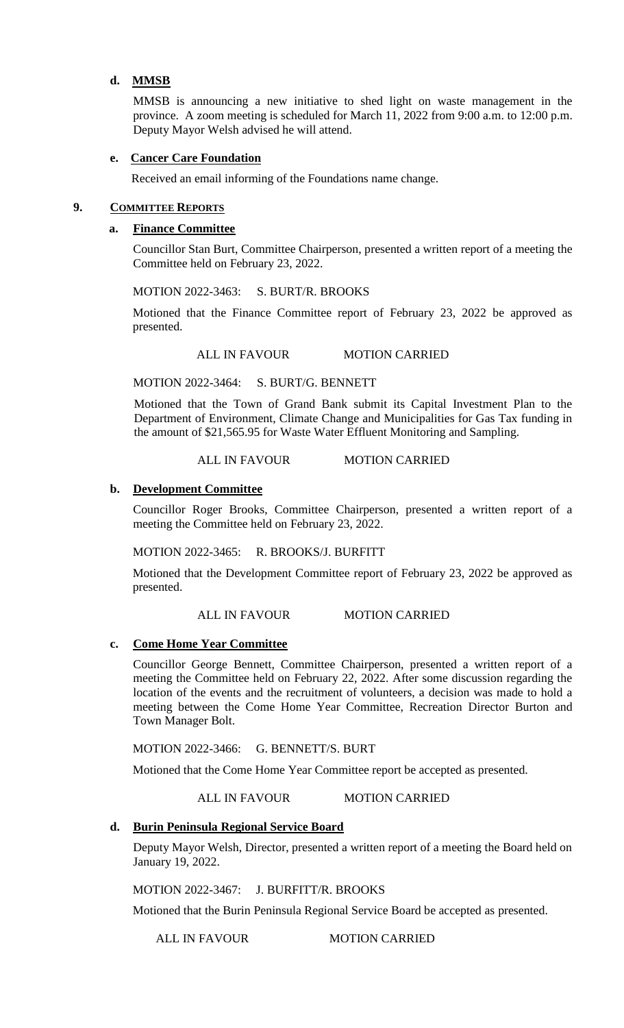**d. MMSB**

MMSB is announcing a new initiative to shed light on waste management in the province. A zoom meeting is scheduled for March 11, 2022 from 9:00 a.m. to 12:00 p.m. Deputy Mayor Welsh advised he will attend.

**e. Cancer Care Foundation**

Received an email informing of the Foundations name change.

## 9. COMMITTEE REPORTS

**a. Finance Committee**

Councillor Stan Burt, Committee Chairperson, presented a written report of a meeting the Committee held on February 23, 2022.

MOTION 2022-3463: S. BURT/R. BROOKS

Motioned that the Finance Committee report of February 23, 2022 be approved as presented.

ALL IN FAVOUR MOTION CARRIED

MOTION 2022-3464: S. BURT/G. BENNETT

Motioned that the Town of Grand Bank submit its Capital Investment Plan to the Department of Environment, Climate Change and Municipalities for Gas Tax funding in the amount of $21,565.95 for Waste Water Effluent Monitoring and Sampling.

ALL IN FAVOUR MOTION CARRIED

**b. Development Committee**

Councillor Roger Brooks, Committee Chairperson, presented a written report of a meeting the Committee held on February 23, 2022.

MOTION 2022-3465: R. BROOKS/J. BURFITT

Motioned that the Development Committee report of February 23, 2022 be approved as presented.

ALL IN FAVOUR MOTION CARRIED

**c. Come Home Year Committee**

Councillor George Bennett, Committee Chairperson, presented a written report of a meeting the Committee held on February 22, 2022. After some discussion regarding the location of the events and the recruitment of volunteers, a decision was made to hold a meeting between the Come Home Year Committee, Recreation Director Burton and Town Manager Bolt.

MOTION 2022-3466: G. BENNETT/S. BURT

Motioned that the Come Home Year Committee report be accepted as presented.

ALL IN FAVOUR MOTION CARRIED

**d. Burin Peninsula Regional Service Board**

Deputy Mayor Welsh, Director, presented a written report of a meeting the Board held on January 19, 2022.

MOTION 2022-3467: J. BURFITT/R. BROOKS

Motioned that the Burin Peninsula Regional Service Board be accepted as presented.

ALL IN FAVOUR MOTION CARRIED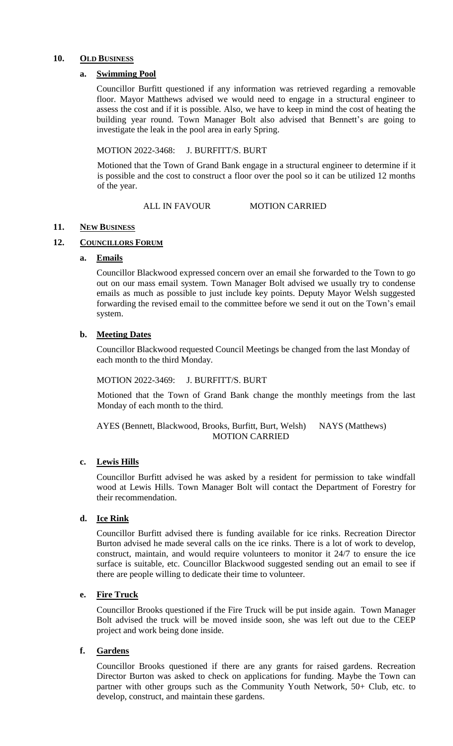## 10. OLD BUSINESS

### a. Swimming Pool

Councillor Burfitt questioned if any information was retrieved regarding a removable floor. Mayor Matthews advised we would need to engage in a structural engineer to assess the cost and if it is possible. Also, we have to keep in mind the cost of heating the building year round. Town Manager Bolt also advised that Bennett's are going to investigate the leak in the pool area in early Spring.

MOTION 2022-3468: J. BURFITT/S. BURT

Motioned that the Town of Grand Bank engage in a structural engineer to determine if it is possible and the cost to construct a floor over the pool so it can be utilized 12 months of the year.

ALL IN FAVOUR MOTION CARRIED

## 11. NEW BUSINESS

## 12. COUNCILLORS FORUM

### a. Emails

Councillor Blackwood expressed concern over an email she forwarded to the Town to go out on our mass email system. Town Manager Bolt advised we usually try to condense emails as much as possible to just include key points. Deputy Mayor Welsh suggested forwarding the revised email to the committee before we send it out on the Town's email system.

### b. Meeting Dates

Councillor Blackwood requested Council Meetings be changed from the last Monday of each month to the third Monday.

MOTION 2022-3469: J. BURFITT/S. BURT

Motioned that the Town of Grand Bank change the monthly meetings from the last Monday of each month to the third.

AYES (Bennett, Blackwood, Brooks, Burfitt, Burt, Welsh) NAYS (Matthews)
MOTION CARRIED

### c. Lewis Hills

Councillor Burfitt advised he was asked by a resident for permission to take windfall wood at Lewis Hills. Town Manager Bolt will contact the Department of Forestry for their recommendation.

### d. Ice Rink

Councillor Burfitt advised there is funding available for ice rinks. Recreation Director Burton advised he made several calls on the ice rinks. There is a lot of work to develop, construct, maintain, and would require volunteers to monitor it 24/7 to ensure the ice surface is suitable, etc. Councillor Blackwood suggested sending out an email to see if there are people willing to dedicate their time to volunteer.

### e. Fire Truck

Councillor Brooks questioned if the Fire Truck will be put inside again. Town Manager Bolt advised the truck will be moved inside soon, she was left out due to the CEEP project and work being done inside.

### f. Gardens

Councillor Brooks questioned if there are any grants for raised gardens. Recreation Director Burton was asked to check on applications for funding. Maybe the Town can partner with other groups such as the Community Youth Network, 50+ Club, etc. to develop, construct, and maintain these gardens.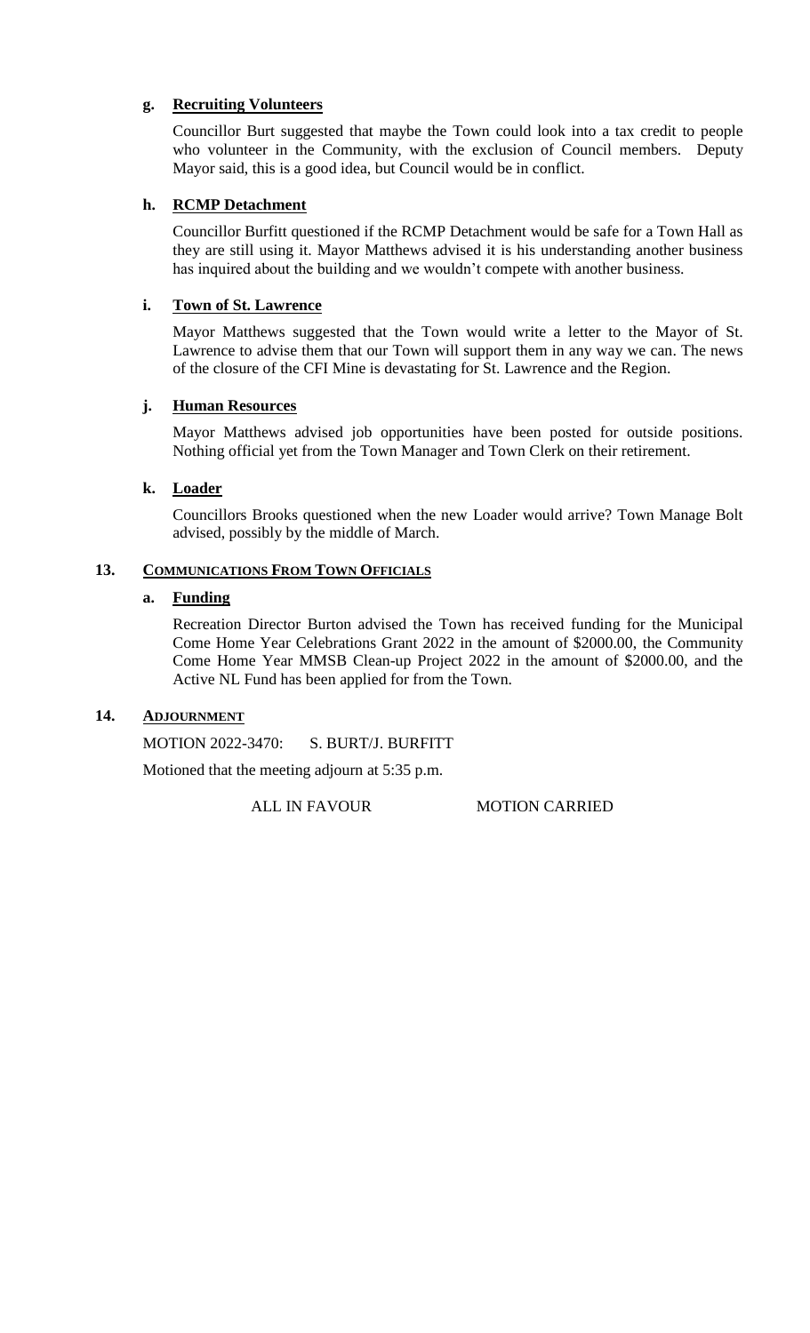### g. Recruiting Volunteers

Councillor Burt suggested that maybe the Town could look into a tax credit to people who volunteer in the Community, with the exclusion of Council members. Deputy Mayor said, this is a good idea, but Council would be in conflict.

### h. RCMP Detachment

Councillor Burfitt questioned if the RCMP Detachment would be safe for a Town Hall as they are still using it. Mayor Matthews advised it is his understanding another business has inquired about the building and we wouldn't compete with another business.

### i. Town of St. Lawrence

Mayor Matthews suggested that the Town would write a letter to the Mayor of St. Lawrence to advise them that our Town will support them in any way we can. The news of the closure of the CFI Mine is devastating for St. Lawrence and the Region.

### j. Human Resources

Mayor Matthews advised job opportunities have been posted for outside positions. Nothing official yet from the Town Manager and Town Clerk on their retirement.

### k. Loader

Councillors Brooks questioned when the new Loader would arrive? Town Manage Bolt advised, possibly by the middle of March.

## 13. COMMUNICATIONS FROM TOWN OFFICIALS

### a. Funding

Recreation Director Burton advised the Town has received funding for the Municipal Come Home Year Celebrations Grant 2022 in the amount of $2000.00, the Community Come Home Year MMSB Clean-up Project 2022 in the amount of $2000.00, and the Active NL Fund has been applied for from the Town.

## 14. ADJOURNMENT

MOTION 2022-3470: S. BURT/J. BURFITT

Motioned that the meeting adjourn at 5:35 p.m.

ALL IN FAVOUR MOTION CARRIED